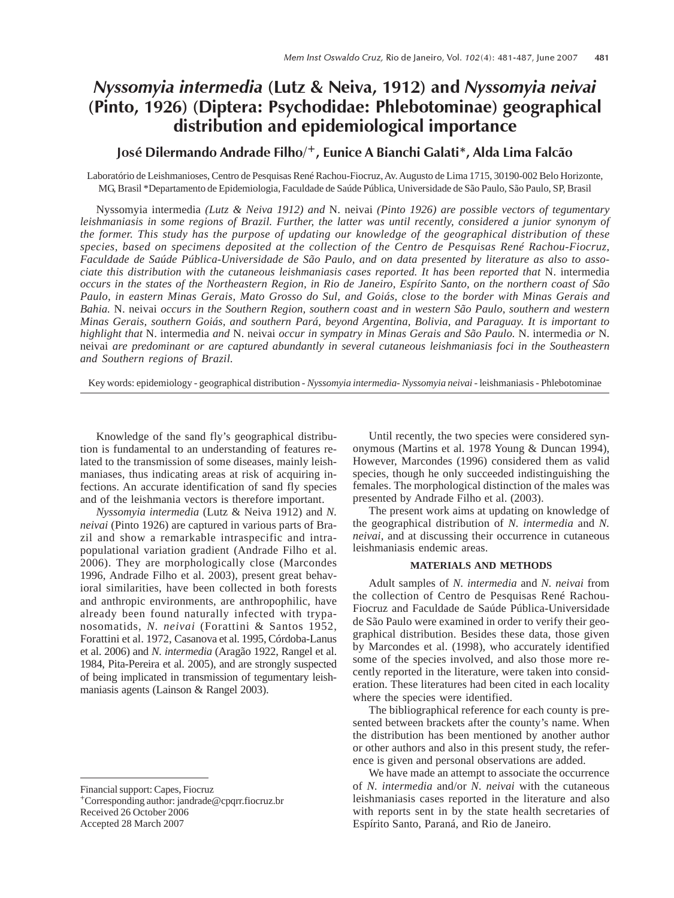# *Nyssomyia intermedia* (Lutz & Neiva, 1912) and *Nyssomyia neivai* (Pinto, 1926) (Diptera: Psychodidae: Phlebotominae) geographical distribution and epidemiological importance

**José Dilermando Andrade Filho/+, Eunice A Bianchi Galati*, Alda Lima Falcão**

Laboratório de Leishmanioses, Centro de Pesquisas René Rachou-Fiocruz, Av. Augusto de Lima 1715, 30190-002 Belo Horizonte, MG, Brasil *Departamento de Epidemiologia, Faculdade de Saúde Pública, Universidade de São Paulo, São Paulo, SP, Brasil

Nyssomyia intermedia *(Lutz & Neiva 1912) and* N. neivai *(Pinto 1926) are possible vectors of tegumentary leishmaniasis in some regions of Brazil. Further, the latter was until recently, considered a junior synonym of the former. This study has the purpose of updating our knowledge of the geographical distribution of these species, based on specimens deposited at the collection of the Centro de Pesquisas René Rachou-Fiocruz, Faculdade de Saúde Pública-Universidade de São Paulo, and on data presented by literature as also to associate this distribution with the cutaneous leishmaniasis cases reported. It has been reported that* N. intermedia *occurs in the states of the Northeastern Region, in Rio de Janeiro, Espírito Santo, on the northern coast of São Paulo, in eastern Minas Gerais, Mato Grosso do Sul, and Goiás, close to the border with Minas Gerais and Bahia.* N. neivai *occurs in the Southern Region, southern coast and in western São Paulo, southern and western Minas Gerais, southern Goiás, and southern Pará, beyond Argentina, Bolivia, and Paraguay. It is important to highlight that* N. intermedia *and* N. neivai *occur in sympatry in Minas Gerais and São Paulo.* N. intermedia *or* N. neivai *are predominant or are captured abundantly in several cutaneous leishmaniasis foci in the Southeastern and Southern regions of Brazil.*

Key words: epidemiology - geographical distribution - *Nyssomyia intermedia*- *Nyssomyia neivai* - leishmaniasis - Phlebotominae

Knowledge of the sand fly's geographical distribution is fundamental to an understanding of features related to the transmission of some diseases, mainly leishmaniases, thus indicating areas at risk of acquiring infections. An accurate identification of sand fly species and of the leishmania vectors is therefore important.

*Nyssomyia intermedia* (Lutz & Neiva 1912) and *N. neivai* (Pinto 1926) are captured in various parts of Brazil and show a remarkable intraspecific and intrapopulational variation gradient (Andrade Filho et al. 2006). They are morphologically close (Marcondes 1996, Andrade Filho et al. 2003), present great behavioral similarities, have been collected in both forests and anthropic environments, are anthropophilic, have already been found naturally infected with trypanosomatids, *N. neivai* (Forattini & Santos 1952, Forattini et al. 1972, Casanova et al. 1995, Córdoba-Lanus et al. 2006) and *N. intermedia* (Aragão 1922, Rangel et al. 1984, Pita-Pereira et al. 2005), and are strongly suspected of being implicated in transmission of tegumentary leishmaniasis agents (Lainson & Rangel 2003).

Until recently, the two species were considered synonymous (Martins et al. 1978 Young & Duncan 1994), However, Marcondes (1996) considered them as valid species, though he only succeeded indistinguishing the females. The morphological distinction of the males was presented by Andrade Filho et al. (2003).

The present work aims at updating on knowledge of the geographical distribution of *N. intermedia* and *N. neivai*, and at discussing their occurrence in cutaneous leishmaniasis endemic areas.

## MATERIALS AND METHODS

Adult samples of *N. intermedia* and *N. neivai* from the collection of Centro de Pesquisas René Rachou-Fiocruz and Faculdade de Saúde Pública-Universidade de São Paulo were examined in order to verify their geographical distribution. Besides these data, those given by Marcondes et al. (1998), who accurately identified some of the species involved, and also those more recently reported in the literature, were taken into consideration. These literatures had been cited in each locality where the species were identified.

The bibliographical reference for each county is presented between brackets after the county's name. When the distribution has been mentioned by another author or other authors and also in this present study, the reference is given and personal observations are added.

We have made an attempt to associate the occurrence of *N. intermedia* and/or *N. neivai* with the cutaneous leishmaniasis cases reported in the literature and also with reports sent in by the state health secretaries of Espírito Santo, Paraná, and Rio de Janeiro.

---

Financial support: Capes, Fiocruz
+Corresponding author: jandrade@cpqrr.fiocruz.br
Received 26 October 2006
Accepted 28 March 2007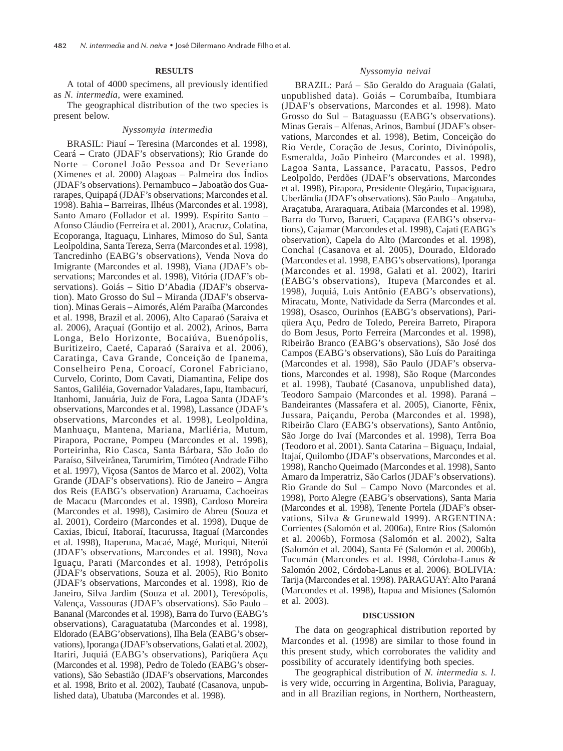## RESULTS

A total of 4000 specimens, all previously identified as *N. intermedia*, were examined.

The geographical distribution of the two species is present below.

### *Nyssomyia intermedia*

BRASIL: Piauí – Teresina (Marcondes et al. 1998), Ceará – Crato (JDAF's observations); Rio Grande do Norte – Coronel João Pessoa and Dr Severiano (Ximenes et al. 2000) Alagoas – Palmeira dos Índios (JDAF's observations). Pernambuco – Jaboatão dos Guararapes, Quipapá (JDAF's observations; Marcondes et al. 1998). Bahia – Barreiras, Ilhéus (Marcondes et al. 1998), Santo Amaro (Follador et al. 1999). Espírito Santo – Afonso Cláudio (Ferreira et al. 2001), Aracruz, Colatina, Ecoporanga, Itaguaçu, Linhares, Mimoso do Sul, Santa Leolpoldina, Santa Tereza, Serra (Marcondes et al. 1998), Tancredinho (EABG's observations), Venda Nova do Imigrante (Marcondes et al. 1998), Viana (JDAF's observations; Marcondes et al. 1998), Vitória (JDAF's observations). Goiás – Sitio D'Abadia (JDAF's observation). Mato Grosso do Sul – Miranda (JDAF's observation). Minas Gerais – Aimorés, Além Paraíba (Marcondes et al. 1998, Brazil et al. 2006), Alto Caparaó (Saraiva et al. 2006), Araçuaí (Gontijo et al. 2002), Arinos, Barra Longa, Belo Horizonte, Bocaiúva, Buenópolis, Buritizeiro, Caeté, Caparaó (Saraiva et al. 2006), Caratinga, Cava Grande, Conceição de Ipanema, Conselheiro Pena, Coroací, Coronel Fabriciano, Curvelo, Corinto, Dom Cavati, Diamantina, Felipe dos Santos, Galiléia, Governador Valadares, Iapu, Itambacurí, Itanhomi, Januária, Juiz de Fora, Lagoa Santa (JDAF's observations, Marcondes et al. 1998), Lassance (JDAF's observations, Marcondes et al. 1998), Leolpoldina, Manhuaçu, Mantena, Mariana, Marliéria, Mutum, Pirapora, Pocrane, Pompeu (Marcondes et al. 1998), Porteirinha, Rio Casca, Santa Bárbara, São João do Paraíso, Silveirânea, Tarumirim, Timóteo (Andrade Filho et al. 1997), Viçosa (Santos de Marco et al. 2002), Volta Grande (JDAF's observations). Rio de Janeiro – Angra dos Reis (EABG's observation) Araruama, Cachoeiras de Macacu (Marcondes et al. 1998), Cardoso Moreira (Marcondes et al. 1998), Casimiro de Abreu (Souza et al. 2001), Cordeiro (Marcondes et al. 1998), Duque de Caxias, Ibicuí, Itaboraí, Itacurussa, Itaguaí (Marcondes et al. 1998), Itaperuna, Macaé, Magé, Muriqui, Niterói (JDAF's observations, Marcondes et al. 1998), Nova Iguaçu, Parati (Marcondes et al. 1998), Petrópolis (JDAF's observations, Souza et al. 2005), Rio Bonito (JDAF's observations, Marcondes et al. 1998), Rio de Janeiro, Silva Jardim (Souza et al. 2001), Teresópolis, Valença, Vassouras (JDAF's observations). São Paulo – Bananal (Marcondes et al. 1998), Barra do Turvo (EABG's observations), Caraguatatuba (Marcondes et al. 1998), Eldorado (EABG'observations), Ilha Bela (EABG's observations), Iporanga (JDAF's observations, Galati et al. 2002), Itariri, Juquiá (EABG's observations), Pariqüera Açu (Marcondes et al. 1998), Pedro de Toledo (EABG's observations), São Sebastião (JDAF's observations, Marcondes et al. 1998, Brito et al. 2002), Taubaté (Casanova, unpublished data), Ubatuba (Marcondes et al. 1998).

### *Nyssomyia neivai*

BRAZIL: Pará – São Geraldo do Araguaia (Galati, unpublished data). Goiás – Corumbaíba, Itumbiara (JDAF's observations, Marcondes et al. 1998). Mato Grosso do Sul – Bataguassu (EABG's observations). Minas Gerais – Alfenas, Arinos, Bambuí (JDAF's observations, Marcondes et al. 1998), Betim, Conceição do Rio Verde, Coração de Jesus, Corinto, Divinópolis, Esmeralda, João Pinheiro (Marcondes et al. 1998), Lagoa Santa, Lassance, Paracatu, Passos, Pedro Leolpoldo, Perdões (JDAF's observations, Marcondes et al. 1998), Pirapora, Presidente Olegário, Tupaciguara, Uberlândia (JDAF's observations). São Paulo – Angatuba, Araçatuba, Araraquara, Atibaia (Marcondes et al. 1998), Barra do Turvo, Barueri, Caçapava (EABG's observations), Cajamar (Marcondes et al. 1998), Cajati (EABG's observation), Capela do Alto (Marcondes et al. 1998), Conchal (Casanova et al. 2005), Dourado, Eldorado (Marcondes et al. 1998, EABG's observations), Iporanga (Marcondes et al. 1998, Galati et al. 2002), Itariri (EABG's observations), Itupeva (Marcondes et al. 1998), Juquiá, Luis Antônio (EABG's observations), Miracatu, Monte, Natividade da Serra (Marcondes et al. 1998), Osasco, Ourinhos (EABG's observations), Pariqüera Açu, Pedro de Toledo, Pereira Barreto, Pirapora do Bom Jesus, Porto Ferreira (Marcondes et al. 1998), Ribeirão Branco (EABG's observations), São José dos Campos (EABG's observations), São Luís do Paraitinga (Marcondes et al. 1998), São Paulo (JDAF's observations, Marcondes et al. 1998), São Roque (Marcondes et al. 1998), Taubaté (Casanova, unpublished data), Teodoro Sampaio (Marcondes et al. 1998). Paraná – Bandeirantes (Massafera et al. 2005), Cianorte, Fênix, Jussara, Paiçandu, Peroba (Marcondes et al. 1998), Ribeirão Claro (EABG's observations), Santo Antônio, São Jorge do Ivaí (Marcondes et al. 1998), Terra Boa (Teodoro et al. 2001). Santa Catarina – Biguaçu, Indaial, Itajaí, Quilombo (JDAF's observations, Marcondes et al. 1998), Rancho Queimado (Marcondes et al. 1998), Santo Amaro da Imperatriz, São Carlos (JDAF's observations). Rio Grande do Sul – Campo Novo (Marcondes et al. 1998), Porto Alegre (EABG's observations), Santa Maria (Marcondes et al. 1998), Tenente Portela (JDAF's observations, Silva & Grunewald 1999). ARGENTINA: Corrientes (Salomón et al. 2006a), Entre Rios (Salomón et al. 2006b), Formosa (Salomón et al. 2002), Salta (Salomón et al. 2004), Santa Fé (Salomón et al. 2006b), Tucumán (Marcondes et al. 1998, Córdoba-Lanus & Salomón 2002, Córdoba-Lanus et al. 2006). BOLIVIA: Tarija (Marcondes et al. 1998). PARAGUAY: Alto Paraná (Marcondes et al. 1998), Itapua and Misiones (Salomón et al. 2003).

## DISCUSSION

The data on geographical distribution reported by Marcondes et al. (1998) are similar to those found in this present study, which corroborates the validity and possibility of accurately identifying both species.

The geographical distribution of *N. intermedia s. l.* is very wide, occurring in Argentina, Bolivia, Paraguay, and in all Brazilian regions, in Northern, Northeastern,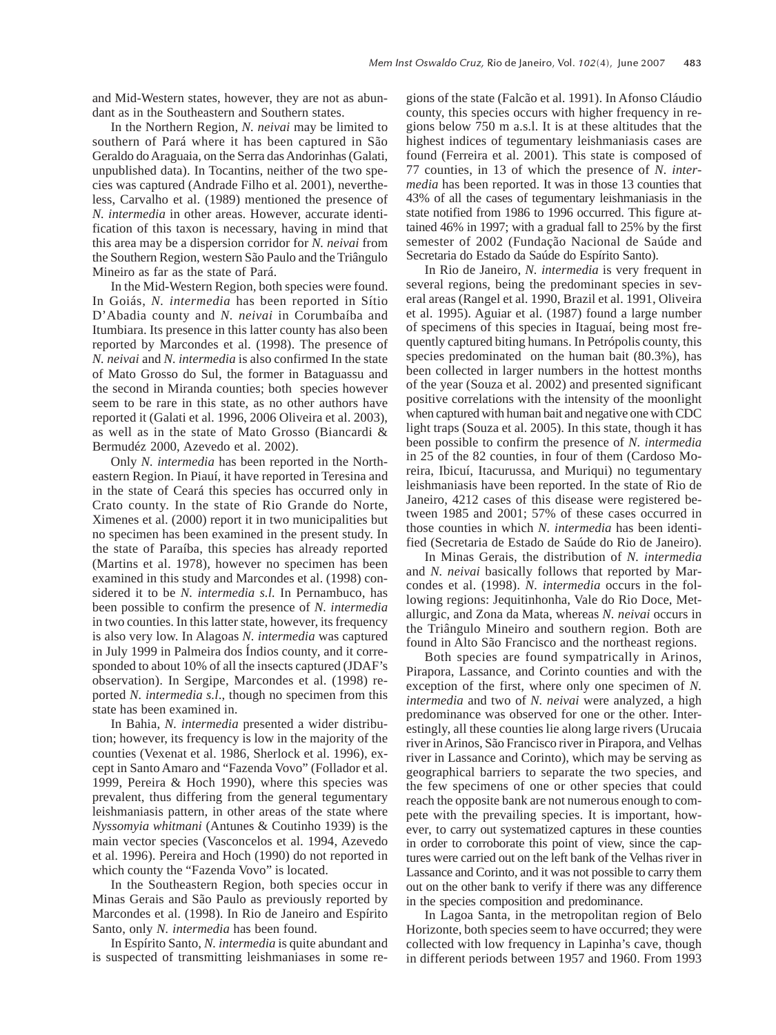and Mid-Western states, however, they are not as abundant as in the Southeastern and Southern states.

In the Northern Region, *N. neivai* may be limited to southern of Pará where it has been captured in São Geraldo do Araguaia, on the Serra das Andorinhas (Galati, unpublished data). In Tocantins, neither of the two species was captured (Andrade Filho et al. 2001), nevertheless, Carvalho et al. (1989) mentioned the presence of *N. intermedia* in other areas. However, accurate identification of this taxon is necessary, having in mind that this area may be a dispersion corridor for *N. neivai* from the Southern Region, western São Paulo and the Triângulo Mineiro as far as the state of Pará.

In the Mid-Western Region, both species were found. In Goiás, *N. intermedia* has been reported in Sítio D'Abadia county and *N. neivai* in Corumbaíba and Itumbiara. Its presence in this latter county has also been reported by Marcondes et al. (1998). The presence of *N. neivai* and *N. intermedia* is also confirmed In the state of Mato Grosso do Sul, the former in Bataguassu and the second in Miranda counties; both species however seem to be rare in this state, as no other authors have reported it (Galati et al. 1996, 2006 Oliveira et al. 2003), as well as in the state of Mato Grosso (Biancardi & Bermudéz 2000, Azevedo et al. 2002).

Only *N. intermedia* has been reported in the Northeastern Region. In Piauí, it have reported in Teresina and in the state of Ceará this species has occurred only in Crato county. In the state of Rio Grande do Norte, Ximenes et al. (2000) report it in two municipalities but no specimen has been examined in the present study. In the state of Paraíba, this species has already reported (Martins et al. 1978), however no specimen has been examined in this study and Marcondes et al. (1998) considered it to be *N. intermedia s.l.* In Pernambuco, has been possible to confirm the presence of *N. intermedia* in two counties. In this latter state, however, its frequency is also very low. In Alagoas *N. intermedia* was captured in July 1999 in Palmeira dos Índios county, and it corresponded to about 10% of all the insects captured (JDAF's observation). In Sergipe, Marcondes et al. (1998) reported *N. intermedia s.l.*, though no specimen from this state has been examined in.

In Bahia, *N. intermedia* presented a wider distribution; however, its frequency is low in the majority of the counties (Vexenat et al. 1986, Sherlock et al. 1996), except in Santo Amaro and "Fazenda Vovo" (Follador et al. 1999, Pereira & Hoch 1990), where this species was prevalent, thus differing from the general tegumentary leishmaniasis pattern, in other areas of the state where *Nyssomyia whitmani* (Antunes & Coutinho 1939) is the main vector species (Vasconcelos et al. 1994, Azevedo et al. 1996). Pereira and Hoch (1990) do not reported in which county the "Fazenda Vovo" is located.

In the Southeastern Region, both species occur in Minas Gerais and São Paulo as previously reported by Marcondes et al. (1998). In Rio de Janeiro and Espírito Santo, only *N. intermedia* has been found.

In Espírito Santo, *N. intermedia* is quite abundant and is suspected of transmitting leishmaniases in some regions of the state (Falcão et al. 1991). In Afonso Cláudio county, this species occurs with higher frequency in regions below 750 m a.s.l. It is at these altitudes that the highest indices of tegumentary leishmaniasis cases are found (Ferreira et al. 2001). This state is composed of 77 counties, in 13 of which the presence of *N. intermedia* has been reported. It was in those 13 counties that 43% of all the cases of tegumentary leishmaniasis in the state notified from 1986 to 1996 occurred. This figure attained 46% in 1997; with a gradual fall to 25% by the first semester of 2002 (Fundação Nacional de Saúde and Secretaria do Estado da Saúde do Espírito Santo).

In Rio de Janeiro, *N. intermedia* is very frequent in several regions, being the predominant species in several areas (Rangel et al. 1990, Brazil et al. 1991, Oliveira et al. 1995). Aguiar et al. (1987) found a large number of specimens of this species in Itaguaí, being most frequently captured biting humans. In Petrópolis county, this species predominated on the human bait (80.3%), has been collected in larger numbers in the hottest months of the year (Souza et al. 2002) and presented significant positive correlations with the intensity of the moonlight when captured with human bait and negative one with CDC light traps (Souza et al. 2005). In this state, though it has been possible to confirm the presence of *N. intermedia* in 25 of the 82 counties, in four of them (Cardoso Moreira, Ibicuí, Itacurussa, and Muriqui) no tegumentary leishmaniasis have been reported. In the state of Rio de Janeiro, 4212 cases of this disease were registered between 1985 and 2001; 57% of these cases occurred in those counties in which *N. intermedia* has been identified (Secretaria de Estado de Saúde do Rio de Janeiro).

In Minas Gerais, the distribution of *N. intermedia* and *N. neivai* basically follows that reported by Marcondes et al. (1998). *N. intermedia* occurs in the following regions: Jequitinhonha, Vale do Rio Doce, Metallurgic, and Zona da Mata, whereas *N. neivai* occurs in the Triângulo Mineiro and southern region. Both are found in Alto São Francisco and the northeast regions.

Both species are found sympatrically in Arinos, Pirapora, Lassance, and Corinto counties and with the exception of the first, where only one specimen of *N. intermedia* and two of *N. neivai* were analyzed, a high predominance was observed for one or the other. Interestingly, all these counties lie along large rivers (Urucaia river in Arinos, São Francisco river in Pirapora, and Velhas river in Lassance and Corinto), which may be serving as geographical barriers to separate the two species, and the few specimens of one or other species that could reach the opposite bank are not numerous enough to compete with the prevailing species. It is important, however, to carry out systematized captures in these counties in order to corroborate this point of view, since the captures were carried out on the left bank of the Velhas river in Lassance and Corinto, and it was not possible to carry them out on the other bank to verify if there was any difference in the species composition and predominance.

In Lagoa Santa, in the metropolitan region of Belo Horizonte, both species seem to have occurred; they were collected with low frequency in Lapinha's cave, though in different periods between 1957 and 1960. From 1993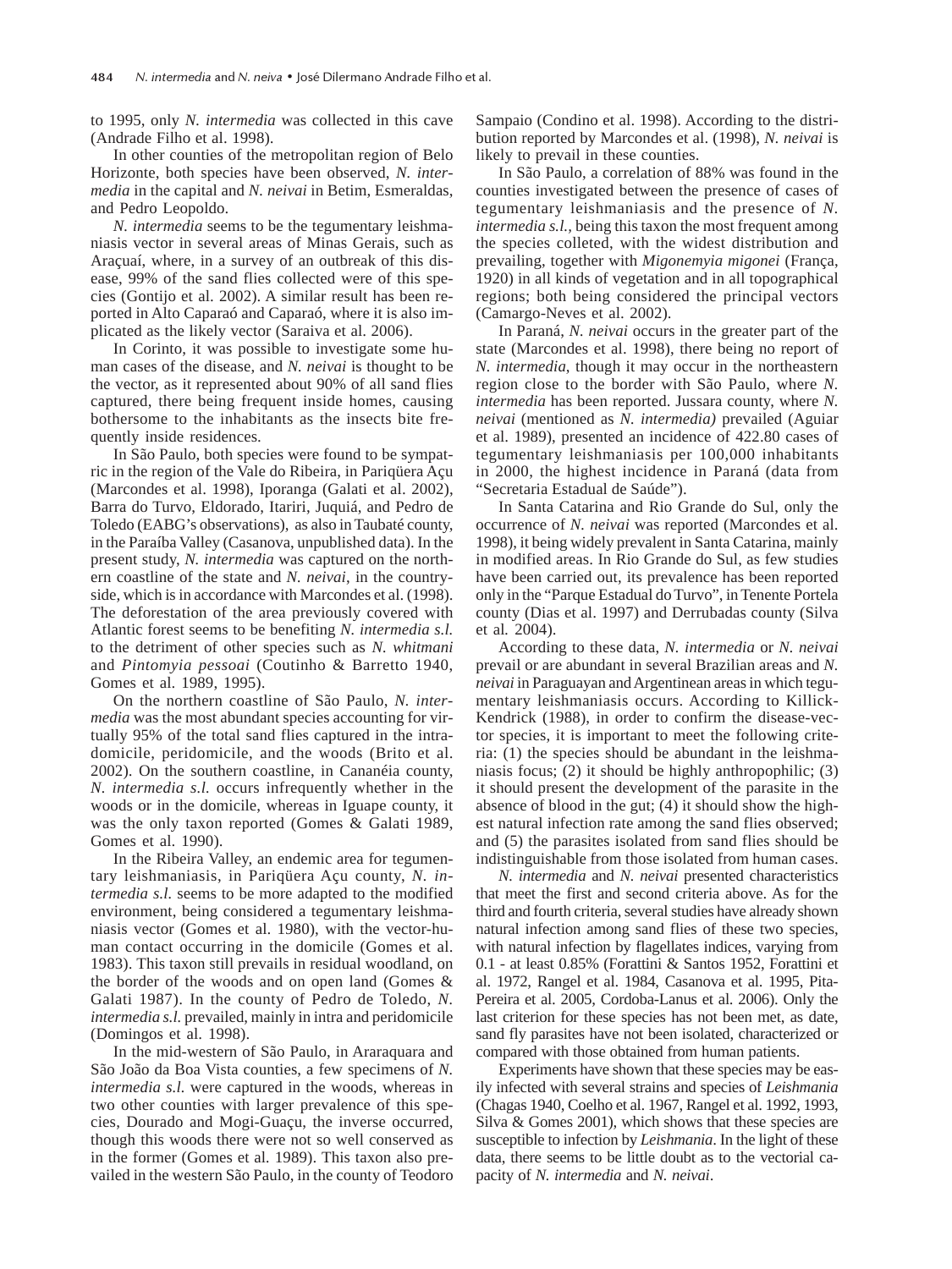to 1995, only *N. intermedia* was collected in this cave (Andrade Filho et al. 1998).

In other counties of the metropolitan region of Belo Horizonte, both species have been observed, *N. intermedia* in the capital and *N. neivai* in Betim, Esmeraldas, and Pedro Leopoldo.

*N. intermedia* seems to be the tegumentary leishmaniasis vector in several areas of Minas Gerais, such as Araçuaí, where, in a survey of an outbreak of this disease, 99% of the sand flies collected were of this species (Gontijo et al. 2002). A similar result has been reported in Alto Caparaó and Caparaó, where it is also implicated as the likely vector (Saraiva et al. 2006).

In Corinto, it was possible to investigate some human cases of the disease, and *N. neivai* is thought to be the vector, as it represented about 90% of all sand flies captured, there being frequent inside homes, causing bothersome to the inhabitants as the insects bite frequently inside residences.

In São Paulo, both species were found to be sympatric in the region of the Vale do Ribeira, in Pariqüera Açu (Marcondes et al. 1998), Iporanga (Galati et al. 2002), Barra do Turvo, Eldorado, Itariri, Juquiá, and Pedro de Toledo (EABG's observations), as also in Taubaté county, in the Paraíba Valley (Casanova, unpublished data). In the present study, *N. intermedia* was captured on the northern coastline of the state and *N. neivai*, in the countryside, which is in accordance with Marcondes et al. (1998). The deforestation of the area previously covered with Atlantic forest seems to be benefiting *N. intermedia s.l.* to the detriment of other species such as *N. whitmani* and *Pintomyia pessoai* (Coutinho & Barretto 1940, Gomes et al. 1989, 1995).

On the northern coastline of São Paulo, *N. intermedia* was the most abundant species accounting for virtually 95% of the total sand flies captured in the intradomicile, peridomicile, and the woods (Brito et al. 2002). On the southern coastline, in Cananéia county, *N. intermedia s.l.* occurs infrequently whether in the woods or in the domicile, whereas in Iguape county, it was the only taxon reported (Gomes & Galati 1989, Gomes et al. 1990).

In the Ribeira Valley, an endemic area for tegumentary leishmaniasis, in Pariqüera Açu county, *N. intermedia s.l.* seems to be more adapted to the modified environment, being considered a tegumentary leishmaniasis vector (Gomes et al. 1980), with the vector-human contact occurring in the domicile (Gomes et al. 1983). This taxon still prevails in residual woodland, on the border of the woods and on open land (Gomes & Galati 1987). In the county of Pedro de Toledo, *N. intermedia s.l.* prevailed, mainly in intra and peridomicile (Domingos et al. 1998).

In the mid-western of São Paulo, in Araraquara and São João da Boa Vista counties, a few specimens of *N. intermedia s.l.* were captured in the woods, whereas in two other counties with larger prevalence of this species, Dourado and Mogi-Guaçu, the inverse occurred, though this woods there were not so well conserved as in the former (Gomes et al. 1989). This taxon also prevailed in the western São Paulo, in the county of Teodoro Sampaio (Condino et al. 1998). According to the distribution reported by Marcondes et al. (1998), *N. neivai* is likely to prevail in these counties.

In São Paulo, a correlation of 88% was found in the counties investigated between the presence of cases of tegumentary leishmaniasis and the presence of *N. intermedia s.l.*, being this taxon the most frequent among the species colleted, with the widest distribution and prevailing, together with *Migonemyia migonei* (França, 1920) in all kinds of vegetation and in all topographical regions; both being considered the principal vectors (Camargo-Neves et al. 2002).

In Paraná, *N. neivai* occurs in the greater part of the state (Marcondes et al. 1998), there being no report of *N. intermedia*, though it may occur in the northeastern region close to the border with São Paulo, where *N. intermedia* has been reported. Jussara county, where *N. neivai* (mentioned as *N. intermedia)* prevailed (Aguiar et al. 1989), presented an incidence of 422.80 cases of tegumentary leishmaniasis per 100,000 inhabitants in 2000, the highest incidence in Paraná (data from "Secretaria Estadual de Saúde").

In Santa Catarina and Rio Grande do Sul, only the occurrence of *N. neivai* was reported (Marcondes et al. 1998), it being widely prevalent in Santa Catarina, mainly in modified areas. In Rio Grande do Sul, as few studies have been carried out, its prevalence has been reported only in the "Parque Estadual do Turvo", in Tenente Portela county (Dias et al. 1997) and Derrubadas county (Silva et al. 2004).

According to these data, *N. intermedia* or *N. neivai* prevail or are abundant in several Brazilian areas and *N. neivai* in Paraguayan and Argentinean areas in which tegumentary leishmaniasis occurs. According to Killick-Kendrick (1988), in order to confirm the disease-vector species, it is important to meet the following criteria: (1) the species should be abundant in the leishmaniasis focus; (2) it should be highly anthropophilic; (3) it should present the development of the parasite in the absence of blood in the gut; (4) it should show the highest natural infection rate among the sand flies observed; and (5) the parasites isolated from sand flies should be indistinguishable from those isolated from human cases.

*N. intermedia* and *N. neivai* presented characteristics that meet the first and second criteria above. As for the third and fourth criteria, several studies have already shown natural infection among sand flies of these two species, with natural infection by flagellates indices, varying from 0.1 - at least 0.85% (Forattini & Santos 1952, Forattini et al. 1972, Rangel et al. 1984, Casanova et al. 1995, Pita-Pereira et al. 2005, Cordoba-Lanus et al. 2006). Only the last criterion for these species has not been met, as date, sand fly parasites have not been isolated, characterized or compared with those obtained from human patients.

Experiments have shown that these species may be easily infected with several strains and species of *Leishmania* (Chagas 1940, Coelho et al. 1967, Rangel et al. 1992, 1993, Silva & Gomes 2001), which shows that these species are susceptible to infection by *Leishmania*. In the light of these data, there seems to be little doubt as to the vectorial capacity of *N. intermedia* and *N. neivai*.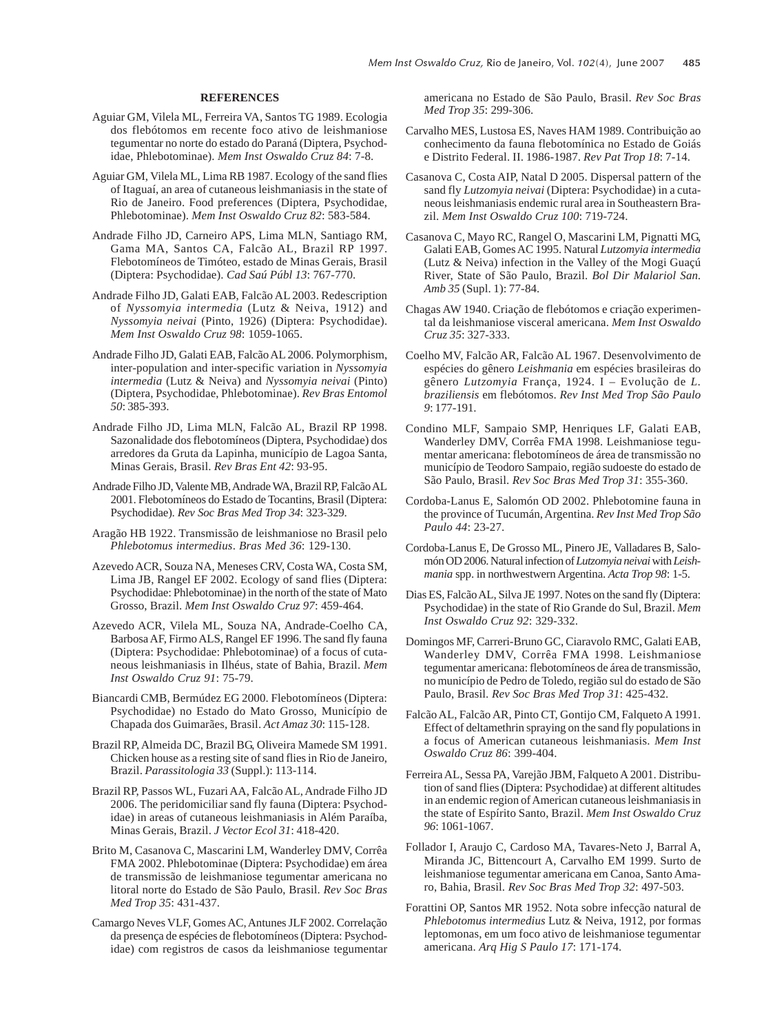## REFERENCES

Aguiar GM, Vilela ML, Ferreira VA, Santos TG 1989. Ecologia dos flebótomos em recente foco ativo de leishmaniose tegumentar no norte do estado do Paraná (Diptera, Psychodidae, Phlebotominae). *Mem Inst Oswaldo Cruz 84*: 7-8.

Aguiar GM, Vilela ML, Lima RB 1987. Ecology of the sand flies of Itaguaí, an area of cutaneous leishmaniasis in the state of Rio de Janeiro. Food preferences (Diptera, Psychodidae, Phlebotominae). *Mem Inst Oswaldo Cruz 82*: 583-584.

Andrade Filho JD, Carneiro APS, Lima MLN, Santiago RM, Gama MA, Santos CA, Falcão AL, Brazil RP 1997. Flebotomíneos de Timóteo, estado de Minas Gerais, Brasil (Diptera: Psychodidae). *Cad Saú Públ 13*: 767-770.

Andrade Filho JD, Galati EAB, Falcão AL 2003. Redescription of *Nyssomyia intermedia* (Lutz & Neiva, 1912) and *Nyssomyia neivai* (Pinto, 1926) (Diptera: Psychodidae). *Mem Inst Oswaldo Cruz 98*: 1059-1065.

Andrade Filho JD, Galati EAB, Falcão AL 2006. Polymorphism, inter-population and inter-specific variation in *Nyssomyia intermedia* (Lutz & Neiva) and *Nyssomyia neivai* (Pinto) (Diptera, Psychodidae, Phlebotominae). *Rev Bras Entomol 50*: 385-393.

Andrade Filho JD, Lima MLN, Falcão AL, Brazil RP 1998. Sazonalidade dos flebotomíneos (Diptera, Psychodidae) dos arredores da Gruta da Lapinha, município de Lagoa Santa, Minas Gerais, Brasil. *Rev Bras Ent 42*: 93-95.

Andrade Filho JD, Valente MB, Andrade WA, Brazil RP, Falcão AL 2001. Flebotomíneos do Estado de Tocantins, Brasil (Diptera: Psychodidae). *Rev Soc Bras Med Trop 34*: 323-329.

Aragão HB 1922. Transmissão de leishmaniose no Brasil pelo *Phlebotomus intermedius*. *Bras Med 36*: 129-130.

Azevedo ACR, Souza NA, Meneses CRV, Costa WA, Costa SM, Lima JB, Rangel EF 2002. Ecology of sand flies (Diptera: Psychodidae: Phlebotominae) in the north of the state of Mato Grosso, Brazil. *Mem Inst Oswaldo Cruz 97*: 459-464.

Azevedo ACR, Vilela ML, Souza NA, Andrade-Coelho CA, Barbosa AF, Firmo ALS, Rangel EF 1996. The sand fly fauna (Diptera: Psychodidae: Phlebotominae) of a focus of cutaneous leishmaniasis in Ilhéus, state of Bahia, Brazil. *Mem Inst Oswaldo Cruz 91*: 75-79.

Biancardi CMB, Bermúdez EG 2000. Flebotomíneos (Diptera: Psychodidae) no Estado do Mato Grosso, Município de Chapada dos Guimarães, Brasil. *Act Amaz 30*: 115-128.

Brazil RP, Almeida DC, Brazil BG, Oliveira Mamede SM 1991. Chicken house as a resting site of sand flies in Rio de Janeiro, Brazil. *Parassitologia 33* (Suppl.): 113-114.

Brazil RP, Passos WL, Fuzari AA, Falcão AL, Andrade Filho JD 2006. The peridomiciliar sand fly fauna (Diptera: Psychodidae) in areas of cutaneous leishmaniasis in Além Paraíba, Minas Gerais, Brazil. *J Vector Ecol 31*: 418-420.

Brito M, Casanova C, Mascarini LM, Wanderley DMV, Corrêa FMA 2002. Phlebotominae (Diptera: Psychodidae) em área de transmissão de leishmaniose tegumentar americana no litoral norte do Estado de São Paulo, Brasil. *Rev Soc Bras Med Trop 35*: 431-437.

Camargo Neves VLF, Gomes AC, Antunes JLF 2002. Correlação da presença de espécies de flebotomíneos (Diptera: Psychodidae) com registros de casos da leishmaniose tegumentar americana no Estado de São Paulo, Brasil. *Rev Soc Bras Med Trop 35*: 299-306.

Carvalho MES, Lustosa ES, Naves HAM 1989. Contribuição ao conhecimento da fauna flebotomínica no Estado de Goiás e Distrito Federal. II. 1986-1987. *Rev Pat Trop 18*: 7-14.

Casanova C, Costa AIP, Natal D 2005. Dispersal pattern of the sand fly *Lutzomyia neivai* (Diptera: Psychodidae) in a cutaneous leishmaniasis endemic rural area in Southeastern Brazil. *Mem Inst Oswaldo Cruz 100*: 719-724.

Casanova C, Mayo RC, Rangel O, Mascarini LM, Pignatti MG, Galati EAB, Gomes AC 1995. Natural *Lutzomyia intermedia* (Lutz & Neiva) infection in the Valley of the Mogi Guaçú River, State of São Paulo, Brazil. *Bol Dir Malariol San. Amb 35* (Supl. 1): 77-84.

Chagas AW 1940. Criação de flebótomos e criação experimental da leishmaniose visceral americana. *Mem Inst Oswaldo Cruz 35*: 327-333.

Coelho MV, Falcão AR, Falcão AL 1967. Desenvolvimento de espécies do gênero *Leishmania* em espécies brasileiras do gênero *Lutzomyia* França, 1924. I – Evolução de *L. braziliensis* em flebótomos. *Rev Inst Med Trop São Paulo 9*: 177-191.

Condino MLF, Sampaio SMP, Henriques LF, Galati EAB, Wanderley DMV, Corrêa FMA 1998. Leishmaniose tegumentar americana: flebotomíneos de área de transmissão no município de Teodoro Sampaio, região sudoeste do estado de São Paulo, Brasil. *Rev Soc Bras Med Trop 31*: 355-360.

Cordoba-Lanus E, Salomón OD 2002. Phlebotomine fauna in the province of Tucumán, Argentina. *Rev Inst Med Trop São Paulo 44*: 23-27.

Cordoba-Lanus E, De Grosso ML, Pinero JE, Valladares B, Salomón OD 2006. Natural infection of *Lutzomyia neivai* with *Leishmania* spp. in northwestwern Argentina. *Acta Trop 98*: 1-5.

Dias ES, Falcão AL, Silva JE 1997. Notes on the sand fly (Diptera: Psychodidae) in the state of Rio Grande do Sul, Brazil. *Mem Inst Oswaldo Cruz 92*: 329-332.

Domingos MF, Carreri-Bruno GC, Ciaravolo RMC, Galati EAB, Wanderley DMV, Corrêa FMA 1998. Leishmaniose tegumentar americana: flebotomíneos de área de transmissão, no município de Pedro de Toledo, região sul do estado de São Paulo, Brasil. *Rev Soc Bras Med Trop 31*: 425-432.

Falcão AL, Falcão AR, Pinto CT, Gontijo CM, Falqueto A 1991. Effect of deltamethrin spraying on the sand fly populations in a focus of American cutaneous leishmaniasis. *Mem Inst Oswaldo Cruz 86*: 399-404.

Ferreira AL, Sessa PA, Varejão JBM, Falqueto A 2001. Distribution of sand flies (Diptera: Psychodidae) at different altitudes in an endemic region of American cutaneous leishmaniasis in the state of Espírito Santo, Brazil. *Mem Inst Oswaldo Cruz 96*: 1061-1067.

Follador I, Araujo C, Cardoso MA, Tavares-Neto J, Barral A, Miranda JC, Bittencourt A, Carvalho EM 1999. Surto de leishmaniose tegumentar americana em Canoa, Santo Amaro, Bahia, Brasil. *Rev Soc Bras Med Trop 32*: 497-503.

Forattini OP, Santos MR 1952. Nota sobre infecção natural de *Phlebotomus intermedius* Lutz & Neiva, 1912, por formas leptomonas, em um foco ativo de leishmaniose tegumentar americana. *Arq Hig S Paulo 17*: 171-174.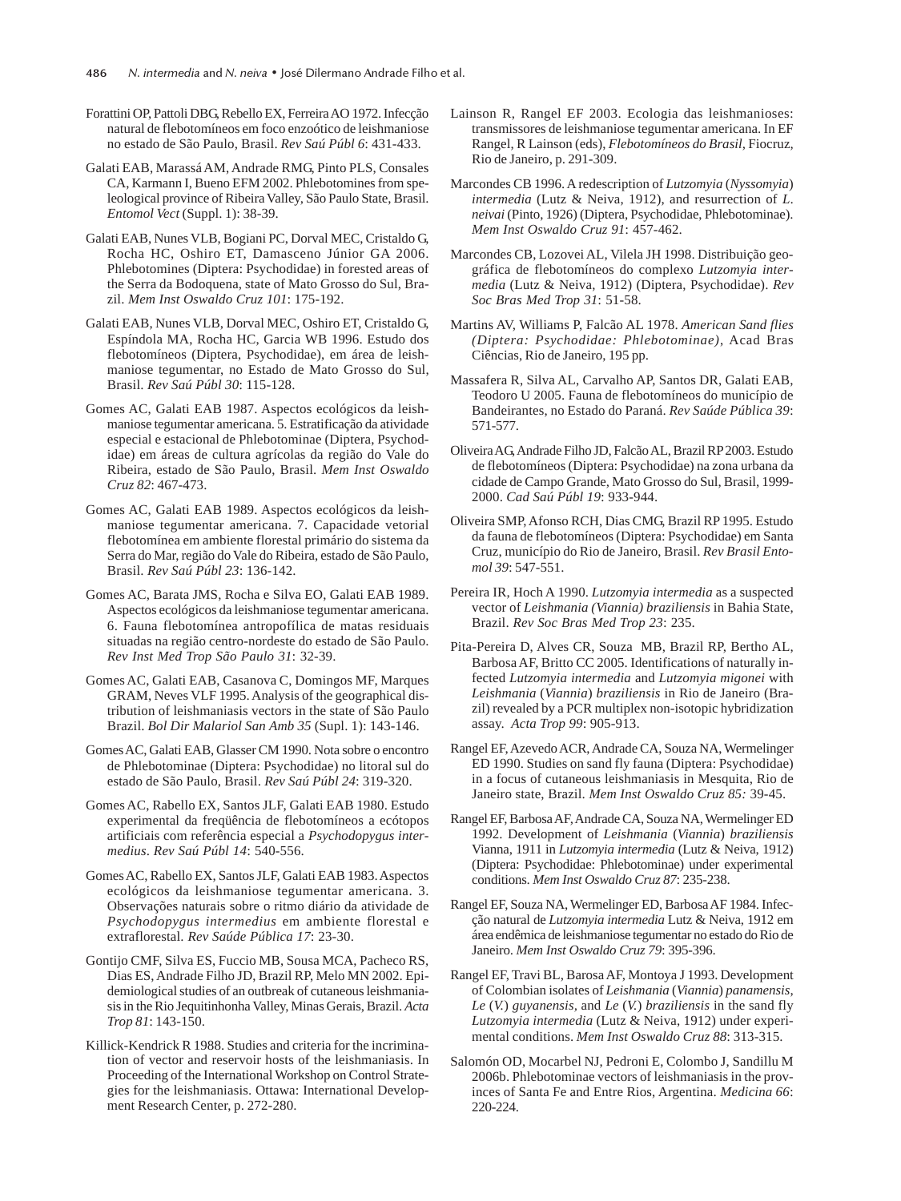Forattini OP, Pattoli DBG, Rebello EX, Ferreira AO 1972. Infecção natural de flebotomíneos em foco enzoótico de leishmaniose no estado de São Paulo, Brasil. *Rev Saú Públ 6*: 431-433.

Galati EAB, Marassá AM, Andrade RMG, Pinto PLS, Consales CA, Karmann I, Bueno EFM 2002. Phlebotomines from speleological province of Ribeira Valley, São Paulo State, Brasil. *Entomol Vect* (Suppl. 1): 38-39.

Galati EAB, Nunes VLB, Bogiani PC, Dorval MEC, Cristaldo G, Rocha HC, Oshiro ET, Damasceno Júnior GA 2006. Phlebotomines (Diptera: Psychodidae) in forested areas of the Serra da Bodoquena, state of Mato Grosso do Sul, Brazil. *Mem Inst Oswaldo Cruz 101*: 175-192.

Galati EAB, Nunes VLB, Dorval MEC, Oshiro ET, Cristaldo G, Espíndola MA, Rocha HC, Garcia WB 1996. Estudo dos flebotomíneos (Diptera, Psychodidae), em área de leishmaniose tegumentar, no Estado de Mato Grosso do Sul, Brasil. *Rev Saú Públ 30*: 115-128.

Gomes AC, Galati EAB 1987. Aspectos ecológicos da leishmaniose tegumentar americana. 5. Estratificação da atividade especial e estacional de Phlebotominae (Diptera, Psychodidae) em áreas de cultura agrícolas da região do Vale do Ribeira, estado de São Paulo, Brasil. *Mem Inst Oswaldo Cruz 82*: 467-473.

Gomes AC, Galati EAB 1989. Aspectos ecológicos da leishmaniose tegumentar americana. 7. Capacidade vetorial flebotomínea em ambiente florestal primário do sistema da Serra do Mar, região do Vale do Ribeira, estado de São Paulo, Brasil. *Rev Saú Públ 23*: 136-142.

Gomes AC, Barata JMS, Rocha e Silva EO, Galati EAB 1989. Aspectos ecológicos da leishmaniose tegumentar americana. 6. Fauna flebotomínea antropofílica de matas residuais situadas na região centro-nordeste do estado de São Paulo. *Rev Inst Med Trop São Paulo 31*: 32-39.

Gomes AC, Galati EAB, Casanova C, Domingos MF, Marques GRAM, Neves VLF 1995. Analysis of the geographical distribution of leishmaniasis vectors in the state of São Paulo Brazil. *Bol Dir Malariol San Amb 35* (Supl. 1): 143-146.

Gomes AC, Galati EAB, Glasser CM 1990. Nota sobre o encontro de Phlebotominae (Diptera: Psychodidae) no litoral sul do estado de São Paulo, Brasil. *Rev Saú Públ 24*: 319-320.

Gomes AC, Rabello EX, Santos JLF, Galati EAB 1980. Estudo experimental da freqüência de flebotomíneos a ecótopos artificiais com referência especial a *Psychodopygus intermedius*. *Rev Saú Públ 14*: 540-556.

Gomes AC, Rabello EX, Santos JLF, Galati EAB 1983. Aspectos ecológicos da leishmaniose tegumentar americana. 3. Observações naturais sobre o ritmo diário da atividade de *Psychodopygus intermedius* em ambiente florestal e extraflorestal. *Rev Saúde Pública 17*: 23-30.

Gontijo CMF, Silva ES, Fuccio MB, Sousa MCA, Pacheco RS, Dias ES, Andrade Filho JD, Brazil RP, Melo MN 2002. Epidemiological studies of an outbreak of cutaneous leishmaniasis in the Rio Jequitinhonha Valley, Minas Gerais, Brazil. *Acta Trop 81*: 143-150.

Killick-Kendrick R 1988. Studies and criteria for the incrimination of vector and reservoir hosts of the leishmaniasis. In Proceeding of the International Workshop on Control Strategies for the leishmaniasis. Ottawa: International Development Research Center, p. 272-280.

Lainson R, Rangel EF 2003. Ecologia das leishmanioses: transmissores de leishmaniose tegumentar americana. In EF Rangel, R Lainson (eds), *Flebotomíneos do Brasil*, Fiocruz, Rio de Janeiro, p. 291-309.

Marcondes CB 1996. A redescription of *Lutzomyia* (*Nyssomyia*) *intermedia* (Lutz & Neiva, 1912), and resurrection of *L. neivai* (Pinto, 1926) (Diptera, Psychodidae, Phlebotominae). *Mem Inst Oswaldo Cruz 91*: 457-462.

Marcondes CB, Lozovei AL, Vilela JH 1998. Distribuição geográfica de flebotomíneos do complexo *Lutzomyia intermedia* (Lutz & Neiva, 1912) (Diptera, Psychodidae). *Rev Soc Bras Med Trop 31*: 51-58.

Martins AV, Williams P, Falcão AL 1978. *American Sand flies (Diptera: Psychodidae: Phlebotominae)*, Acad Bras Ciências, Rio de Janeiro, 195 pp.

Massafera R, Silva AL, Carvalho AP, Santos DR, Galati EAB, Teodoro U 2005. Fauna de flebotomíneos do município de Bandeirantes, no Estado do Paraná. *Rev Saúde Pública 39*: 571-577.

Oliveira AG, Andrade Filho JD, Falcão AL, Brazil RP 2003. Estudo de flebotomíneos (Diptera: Psychodidae) na zona urbana da cidade de Campo Grande, Mato Grosso do Sul, Brasil, 1999-2000. *Cad Saú Públ 19*: 933-944.

Oliveira SMP, Afonso RCH, Dias CMG, Brazil RP 1995. Estudo da fauna de flebotomíneos (Diptera: Psychodidae) em Santa Cruz, município do Rio de Janeiro, Brasil. *Rev Brasil Entomol 39*: 547-551.

Pereira IR, Hoch A 1990. *Lutzomyia intermedia* as a suspected vector of *Leishmania (Viannia) braziliensis* in Bahia State, Brazil. *Rev Soc Bras Med Trop 23*: 235.

Pita-Pereira D, Alves CR, Souza MB, Brazil RP, Bertho AL, Barbosa AF, Britto CC 2005. Identifications of naturally infected *Lutzomyia intermedia* and *Lutzomyia migonei* with *Leishmania* (*Viannia*) *braziliensis* in Rio de Janeiro (Brazil) revealed by a PCR multiplex non-isotopic hybridization assay. *Acta Trop 99*: 905-913.

Rangel EF, Azevedo ACR, Andrade CA, Souza NA, Wermelinger ED 1990. Studies on sand fly fauna (Diptera: Psychodidae) in a focus of cutaneous leishmaniasis in Mesquita, Rio de Janeiro state, Brazil. *Mem Inst Oswaldo Cruz 85:* 39-45.

Rangel EF, Barbosa AF, Andrade CA, Souza NA, Wermelinger ED 1992. Development of *Leishmania* (*Viannia*) *braziliensis* Vianna, 1911 in *Lutzomyia intermedia* (Lutz & Neiva, 1912) (Diptera: Psychodidae: Phlebotominae) under experimental conditions. *Mem Inst Oswaldo Cruz 87*: 235-238.

Rangel EF, Souza NA, Wermelinger ED, Barbosa AF 1984. Infecção natural de *Lutzomyia intermedia* Lutz & Neiva, 1912 em área endêmica de leishmaniose tegumentar no estado do Rio de Janeiro. *Mem Inst Oswaldo Cruz 79*: 395-396.

Rangel EF, Travi BL, Barosa AF, Montoya J 1993. Development of Colombian isolates of *Leishmania* (*Viannia*) *panamensis*, *Le* (*V.*) *guyanensis*, and *Le* (*V.*) *braziliensis* in the sand fly *Lutzomyia intermedia* (Lutz & Neiva, 1912) under experimental conditions. *Mem Inst Oswaldo Cruz 88*: 313-315.

Salomón OD, Mocarbel NJ, Pedroni E, Colombo J, Sandillu M 2006b. Phlebotominae vectors of leishmaniasis in the provinces of Santa Fe and Entre Rios, Argentina. *Medicina 66*: 220-224.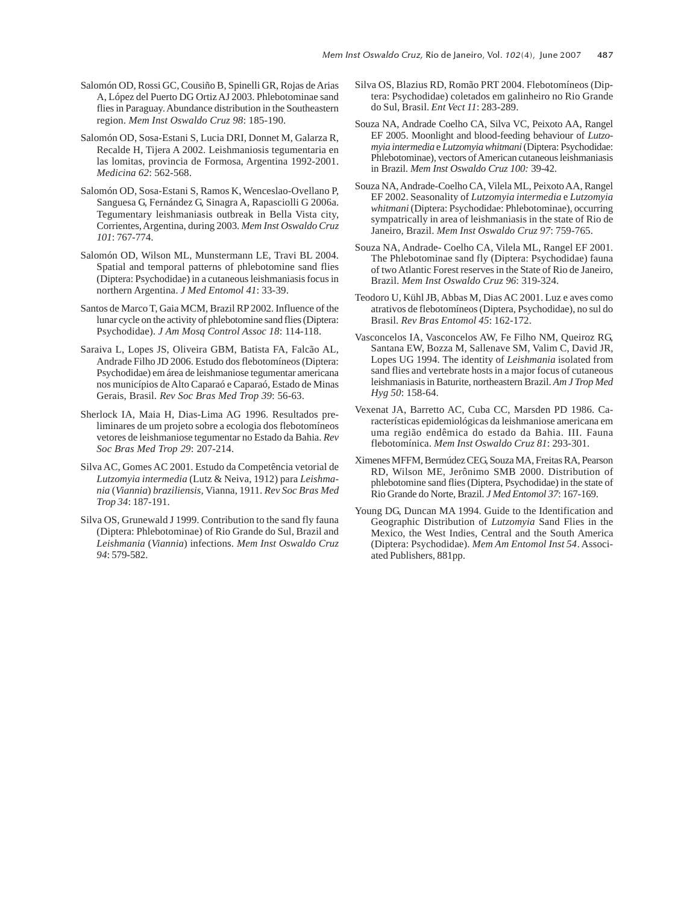Salomón OD, Rossi GC, Cousiño B, Spinelli GR, Rojas de Arias A, López del Puerto DG Ortiz AJ 2003. Phlebotominae sand flies in Paraguay. Abundance distribution in the Southeastern region. *Mem Inst Oswaldo Cruz 98*: 185-190.

Salomón OD, Sosa-Estani S, Lucia DRI, Donnet M, Galarza R, Recalde H, Tijera A 2002. Leishmaniosis tegumentaria en las lomitas, provincia de Formosa, Argentina 1992-2001. *Medicina 62*: 562-568.

Salomón OD, Sosa-Estani S, Ramos K, Wenceslao-Ovellano P, Sanguesa G, Fernández G, Sinagra A, Rapasciolli G 2006a. Tegumentary leishmaniasis outbreak in Bella Vista city, Corrientes, Argentina, during 2003. *Mem Inst Oswaldo Cruz 101*: 767-774.

Salomón OD, Wilson ML, Munstermann LE, Travi BL 2004. Spatial and temporal patterns of phlebotomine sand flies (Diptera: Psychodidae) in a cutaneous leishmaniasis focus in northern Argentina. *J Med Entomol 41*: 33-39.

Santos de Marco T, Gaia MCM, Brazil RP 2002. Influence of the lunar cycle on the activity of phlebotomine sand flies (Diptera: Psychodidae). *J Am Mosq Control Assoc 18*: 114-118.

Saraiva L, Lopes JS, Oliveira GBM, Batista FA, Falcão AL, Andrade Filho JD 2006. Estudo dos flebotomíneos (Diptera: Psychodidae) em área de leishmaniose tegumentar americana nos municípios de Alto Caparaó e Caparaó, Estado de Minas Gerais, Brasil. *Rev Soc Bras Med Trop 39*: 56-63.

Sherlock IA, Maia H, Dias-Lima AG 1996. Resultados preliminares de um projeto sobre a ecologia dos flebotomíneos vetores de leishmaniose tegumentar no Estado da Bahia. *Rev Soc Bras Med Trop 29*: 207-214.

Silva AC, Gomes AC 2001. Estudo da Competência vetorial de *Lutzomyia intermedia* (Lutz & Neiva, 1912) para *Leishmania* (*Viannia*) *braziliensis*, Vianna, 1911. *Rev Soc Bras Med Trop 34*: 187-191.

Silva OS, Grunewald J 1999. Contribution to the sand fly fauna (Diptera: Phlebotominae) of Rio Grande do Sul, Brazil and *Leishmania* (*Viannia*) infections. *Mem Inst Oswaldo Cruz 94*: 579-582.

Silva OS, Blazius RD, Romão PRT 2004. Flebotomíneos (Diptera: Psychodidae) coletados em galinheiro no Rio Grande do Sul, Brasil. *Ent Vect 11*: 283-289.

Souza NA, Andrade Coelho CA, Silva VC, Peixoto AA, Rangel EF 2005. Moonlight and blood-feeding behaviour of *Lutzomyia intermedia* e *Lutzomyia whitmani* (Diptera: Psychodidae: Phlebotominae), vectors of American cutaneous leishmaniasis in Brazil. *Mem Inst Oswaldo Cruz 100:* 39-42.

Souza NA, Andrade-Coelho CA, Vilela ML, Peixoto AA, Rangel EF 2002. Seasonality of *Lutzomyia intermedia* e *Lutzomyia whitmani* (Diptera: Psychodidae: Phlebotominae), occurring sympatrically in area of leishmaniasis in the state of Rio de Janeiro, Brazil. *Mem Inst Oswaldo Cruz 97*: 759-765.

Souza NA, Andrade- Coelho CA, Vilela ML, Rangel EF 2001. The Phlebotominae sand fly (Diptera: Psychodidae) fauna of two Atlantic Forest reserves in the State of Rio de Janeiro, Brazil. *Mem Inst Oswaldo Cruz 96*: 319-324.

Teodoro U, Kühl JB, Abbas M, Dias AC 2001. Luz e aves como atrativos de flebotomíneos (Diptera, Psychodidae), no sul do Brasil. *Rev Bras Entomol 45*: 162-172.

Vasconcelos IA, Vasconcelos AW, Fe Filho NM, Queiroz RG, Santana EW, Bozza M, Sallenave SM, Valim C, David JR, Lopes UG 1994. The identity of *Leishmania* isolated from sand flies and vertebrate hosts in a major focus of cutaneous leishmaniasis in Baturite, northeastern Brazil. *Am J Trop Med Hyg 50*: 158-64.

Vexenat JA, Barretto AC, Cuba CC, Marsden PD 1986. Características epidemiológicas da leishmaniose americana em uma região endêmica do estado da Bahia. III. Fauna flebotomínica. *Mem Inst Oswaldo Cruz 81*: 293-301.

Ximenes MFFM, Bermúdez CEG, Souza MA, Freitas RA, Pearson RD, Wilson ME, Jerônimo SMB 2000. Distribution of phlebotomine sand flies (Diptera, Psychodidae) in the state of Rio Grande do Norte, Brazil. *J Med Entomol 37*: 167-169.

Young DG, Duncan MA 1994. Guide to the Identification and Geographic Distribution of *Lutzomyia* Sand Flies in the Mexico, the West Indies, Central and the South America (Diptera: Psychodidae). *Mem Am Entomol Inst 54*. Associated Publishers, 881pp.